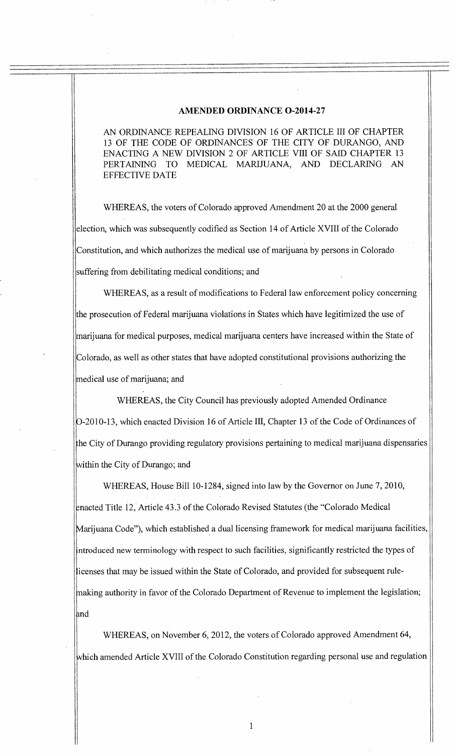# AMENDED ORDINANCE O-2014-27

AN ORDINANCE REPEALING DIVISION 16 OF ARTICLE III OF CHAPTER 13 OF THE CODE OF ORDINANCES OF THE CITY OF DURANGO, AND ENACTING A NEW DIVISION 2 OF ARTICLE VIII OF SAID CHAPTER 13 PERTAINING TO MEDICAL MARIJUANA, AND DECLARING AN EFFECTIVE DATE

WHEREAS, the voters of Colorado approved Amendment 20 at the 2000 general election, which was subsequently codified as Section 14 of Article XVIII of the Colorado Constitution, and which authorizes the medical use of marijuana by persons in Colorado suffering from debilitating medical conditions; and

WHEREAS, as a result of modifications to Federal law enforcement policy concerning the prosecution of Federal marijuana violations in States which have legitimized the use of marijuana for medical purposes, medical marijuana centers have increased within the State of Colorado, as well as other states that have adopted constitutional provisions authorizing the medical use of marijuana; and

WHEREAS, the City Council has previously adopted Amended Ordinance O-2010-13, which enacted Division 16 of Article III, Chapter 13 of the Code of Ordinances of the City of Durango providing regulatory provisions pertaining to medical marijuana dispensaries within the City of Durango; and

WHEREAS, House Bill 10-1284, signed into law by the Governor on June 7, 2010, enacted Title 12, Article 43.3 of the Colorado Revised Statutes (the "Colorado Medical Marijuana Code"), which established a dual licensing framework for medical marijuana facilities, introduced new terminology with respect to such facilities, significantly restricted the types of licenses that may be issued within the State of Colorado, and provided for subsequent rule-making authority in favor of the Colorado Department of Revenue to implement the legislation; and

WHEREAS, on November 6, 2012, the voters of Colorado approved Amendment 64, which amended Article XVIII of the Colorado Constitution regarding personal use and regulation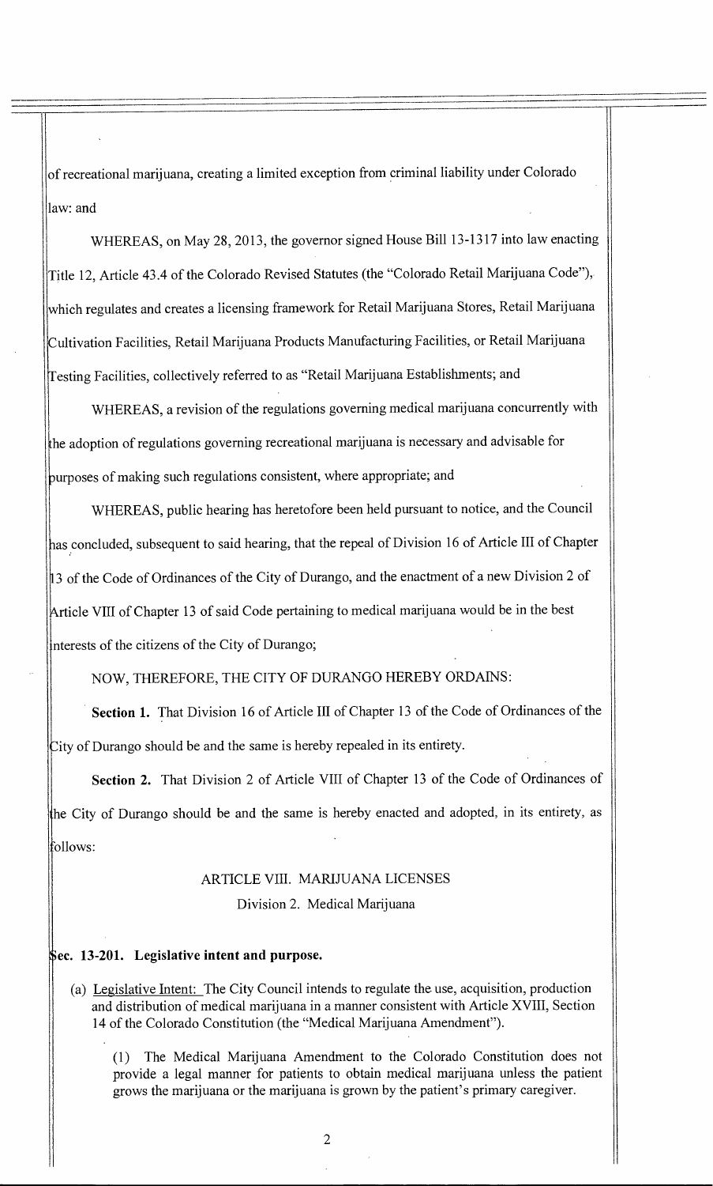of recreational marijuana, creating a limited exception from criminal liability under Colorado law: and

WHEREAS, on May 28, 2013, the governor signed House Bill 13-1317 into law enacting Title 12, Article 43.4 of the Colorado Revised Statutes (the "Colorado Retail Marijuana Code"), which regulates and creates a licensing framework for Retail Marijuana Stores, Retail Marijuana Cultivation Facilities, Retail Marijuana Products Manufacturing Facilities, or Retail Marijuana Testing Facilities, collectively referred to as "Retail Marijuana Establishments; and

WHEREAS, a revision of the regulations governing medical marijuana concurrently with the adoption of regulations governing recreational marijuana is necessary and advisable for purposes of making such regulations consistent, where appropriate; and

WHEREAS, public hearing has heretofore been held pursuant to notice, and the Council has concluded, subsequent to said hearing, that the repeal of Division 16 of Article III of Chapter 13 of the Code of Ordinances of the City of Durango, and the enactment of a new Division 2 of Article VIII of Chapter 13 of said Code pertaining to medical marijuana would be in the best interests of the citizens of the City of Durango;

NOW, THEREFORE, THE CITY OF DURANGO HEREBY ORDAINS:

**Section 1.** That Division 16 of Article III of Chapter 13 of the Code of Ordinances of the City of Durango should be and the same is hereby repealed in its entirety.

**Section 2.** That Division 2 of Article VIII of Chapter 13 of the Code of Ordinances of the City of Durango should be and the same is hereby enacted and adopted, in its entirety, as follows:

ARTICLE VIII. MARIJUANA LICENSES

Division 2. Medical Marijuana

**Sec. 13-201. Legislative intent and purpose.**

(a) Legislative Intent: The City Council intends to regulate the use, acquisition, production and distribution of medical marijuana in a manner consistent with Article XVIII, Section 14 of the Colorado Constitution (the "Medical Marijuana Amendment").

(1) The Medical Marijuana Amendment to the Colorado Constitution does not provide a legal manner for patients to obtain medical marijuana unless the patient grows the marijuana or the marijuana is grown by the patient's primary caregiver.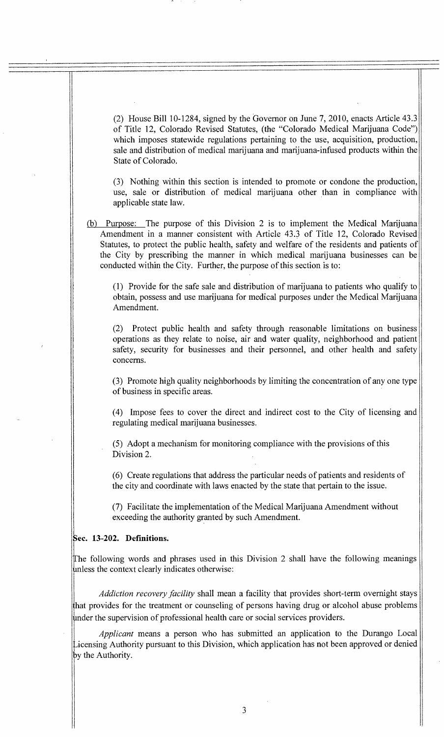(2) House Bill 10-1284, signed by the Governor on June 7, 2010, enacts Article 43.3 of Title 12, Colorado Revised Statutes, (the "Colorado Medical Marijuana Code") which imposes statewide regulations pertaining to the use, acquisition, production, sale and distribution of medical marijuana and marijuana-infused products within the State of Colorado.

(3) Nothing within this section is intended to promote or condone the production, use, sale or distribution of medical marijuana other than in compliance with applicable state law.

(b) Purpose: The purpose of this Division 2 is to implement the Medical Marijuana Amendment in a manner consistent with Article 43.3 of Title 12, Colorado Revised Statutes, to protect the public health, safety and welfare of the residents and patients of the City by prescribing the manner in which medical marijuana businesses can be conducted within the City. Further, the purpose of this section is to:

(1) Provide for the safe sale and distribution of marijuana to patients who qualify to obtain, possess and use marijuana for medical purposes under the Medical Marijuana Amendment.

(2) Protect public health and safety through reasonable limitations on business operations as they relate to noise, air and water quality, neighborhood and patient safety, security for businesses and their personnel, and other health and safety concerns.

(3) Promote high quality neighborhoods by limiting the concentration of any one type of business in specific areas.

(4) Impose fees to cover the direct and indirect cost to the City of licensing and regulating medical marijuana businesses.

(5) Adopt a mechanism for monitoring compliance with the provisions of this Division 2.

(6) Create regulations that address the particular needs of patients and residents of the city and coordinate with laws enacted by the state that pertain to the issue.

(7) Facilitate the implementation of the Medical Marijuana Amendment without exceeding the authority granted by such Amendment.

**Sec. 13-202. Definitions.**

The following words and phrases used in this Division 2 shall have the following meanings unless the context clearly indicates otherwise:

*Addiction recovery facility* shall mean a facility that provides short-term overnight stays that provides for the treatment or counseling of persons having drug or alcohol abuse problems under the supervision of professional health care or social services providers.

*Applicant* means a person who has submitted an application to the Durango Local Licensing Authority pursuant to this Division, which application has not been approved or denied by the Authority.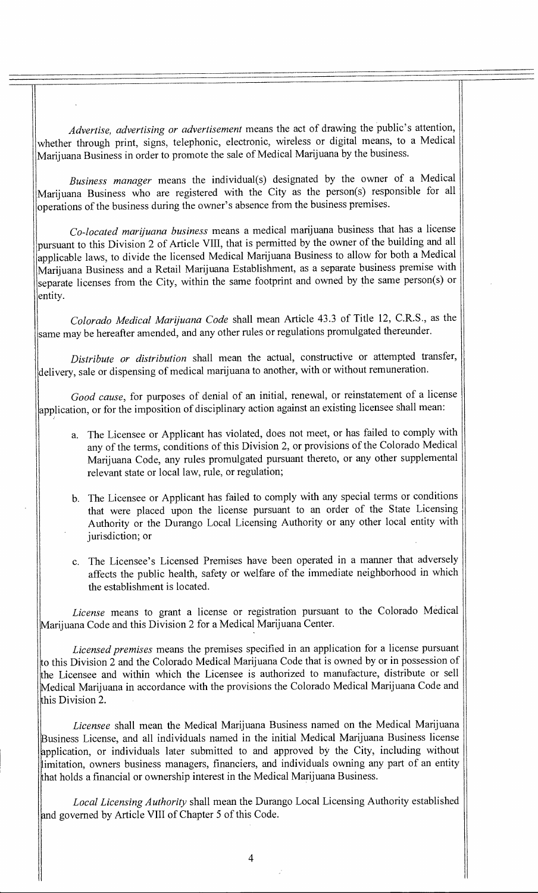*Advertise, advertising or advertisement* means the act of drawing the public's attention, whether through print, signs, telephonic, electronic, wireless or digital means, to a Medical Marijuana Business in order to promote the sale of Medical Marijuana by the business.

*Business manager* means the individual(s) designated by the owner of a Medical Marijuana Business who are registered with the City as the person(s) responsible for all operations of the business during the owner's absence from the business premises.

*Co-located marijuana business* means a medical marijuana business that has a license pursuant to this Division 2 of Article VIII, that is permitted by the owner of the building and all applicable laws, to divide the licensed Medical Marijuana Business to allow for both a Medical Marijuana Business and a Retail Marijuana Establishment, as a separate business premise with separate licenses from the City, within the same footprint and owned by the same person(s) or entity.

*Colorado Medical Marijuana Code* shall mean Article 43.3 of Title 12, C.R.S., as the same may be hereafter amended, and any other rules or regulations promulgated thereunder.

*Distribute or distribution* shall mean the actual, constructive or attempted transfer, delivery, sale or dispensing of medical marijuana to another, with or without remuneration.

*Good cause*, for purposes of denial of an initial, renewal, or reinstatement of a license application, or for the imposition of disciplinary action against an existing licensee shall mean:

a. The Licensee or Applicant has violated, does not meet, or has failed to comply with any of the terms, conditions of this Division 2, or provisions of the Colorado Medical Marijuana Code, any rules promulgated pursuant thereto, or any other supplemental relevant state or local law, rule, or regulation;

b. The Licensee or Applicant has failed to comply with any special terms or conditions that were placed upon the license pursuant to an order of the State Licensing Authority or the Durango Local Licensing Authority or any other local entity with jurisdiction; or

c. The Licensee's Licensed Premises have been operated in a manner that adversely affects the public health, safety or welfare of the immediate neighborhood in which the establishment is located.

*License* means to grant a license or registration pursuant to the Colorado Medical Marijuana Code and this Division 2 for a Medical Marijuana Center.

*Licensed premises* means the premises specified in an application for a license pursuant to this Division 2 and the Colorado Medical Marijuana Code that is owned by or in possession of the Licensee and within which the Licensee is authorized to manufacture, distribute or sell Medical Marijuana in accordance with the provisions the Colorado Medical Marijuana Code and this Division 2.

*Licensee* shall mean the Medical Marijuana Business named on the Medical Marijuana Business License, and all individuals named in the initial Medical Marijuana Business license application, or individuals later submitted to and approved by the City, including without limitation, owners business managers, financiers, and individuals owning any part of an entity that holds a financial or ownership interest in the Medical Marijuana Business.

*Local Licensing Authority* shall mean the Durango Local Licensing Authority established and governed by Article VIII of Chapter 5 of this Code.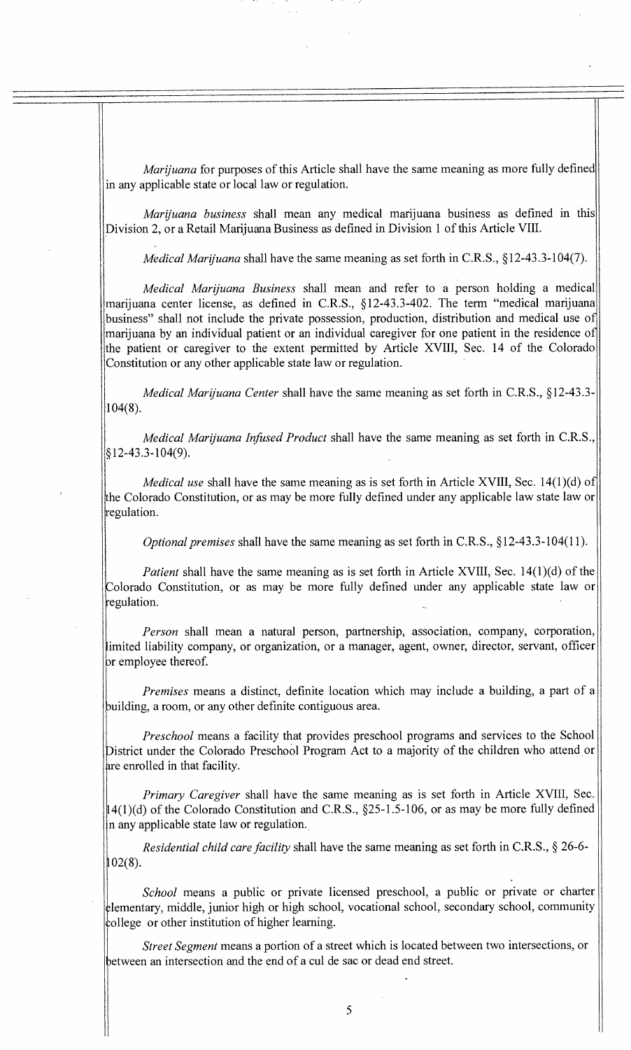*Marijuana* for purposes of this Article shall have the same meaning as more fully defined in any applicable state or local law or regulation.

*Marijuana business* shall mean any medical marijuana business as defined in this Division 2, or a Retail Marijuana Business as defined in Division 1 of this Article VIII.

*Medical Marijuana* shall have the same meaning as set forth in C.R.S., §12-43.3-104(7).

*Medical Marijuana Business* shall mean and refer to a person holding a medical marijuana center license, as defined in C.R.S., §12-43.3-402. The term "medical marijuana business" shall not include the private possession, production, distribution and medical use of marijuana by an individual patient or an individual caregiver for one patient in the residence of the patient or caregiver to the extent permitted by Article XVIII, Sec. 14 of the Colorado Constitution or any other applicable state law or regulation.

*Medical Marijuana Center* shall have the same meaning as set forth in C.R.S., §12-43.3-104(8).

*Medical Marijuana Infused Product* shall have the same meaning as set forth in C.R.S., §12-43.3-104(9).

*Medical use* shall have the same meaning as is set forth in Article XVIII, Sec. 14(1)(d) of the Colorado Constitution, or as may be more fully defined under any applicable law state law or regulation.

*Optional premises* shall have the same meaning as set forth in C.R.S., §12-43.3-104(11).

*Patient* shall have the same meaning as is set forth in Article XVIII, Sec. 14(1)(d) of the Colorado Constitution, or as may be more fully defined under any applicable state law or regulation.

*Person* shall mean a natural person, partnership, association, company, corporation, limited liability company, or organization, or a manager, agent, owner, director, servant, officer or employee thereof.

*Premises* means a distinct, definite location which may include a building, a part of a building, a room, or any other definite contiguous area.

*Preschool* means a facility that provides preschool programs and services to the School District under the Colorado Preschool Program Act to a majority of the children who attend or are enrolled in that facility.

*Primary Caregiver* shall have the same meaning as is set forth in Article XVIII, Sec. 14(1)(d) of the Colorado Constitution and C.R.S., §25-1.5-106, or as may be more fully defined in any applicable state law or regulation.

*Residential child care facility* shall have the same meaning as set forth in C.R.S., § 26-6-102(8).

*School* means a public or private licensed preschool, a public or private or charter elementary, middle, junior high or high school, vocational school, secondary school, community college or other institution of higher learning.

*Street Segment* means a portion of a street which is located between two intersections, or between an intersection and the end of a cul de sac or dead end street.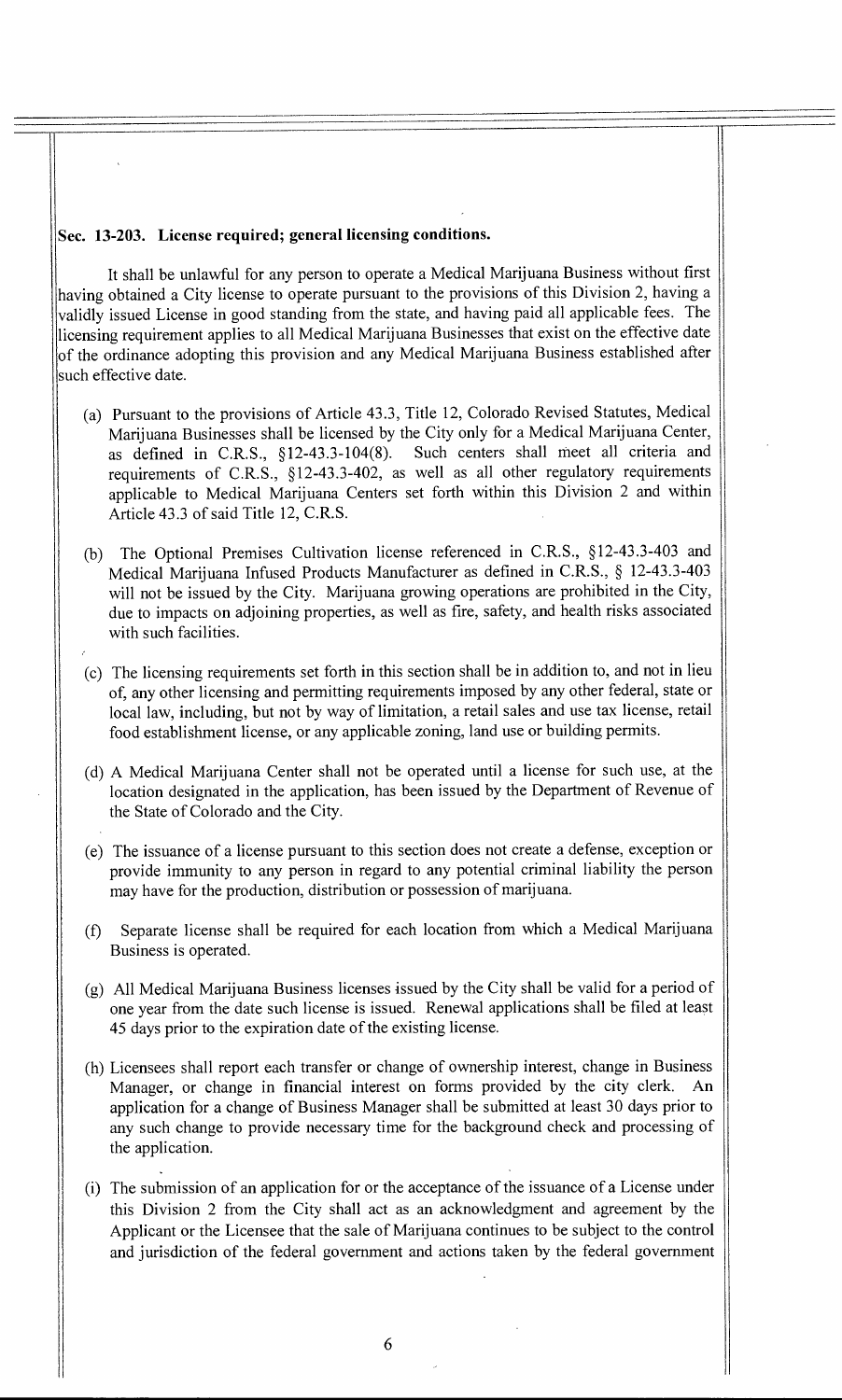**Sec. 13-203. License required; general licensing conditions.**

It shall be unlawful for any person to operate a Medical Marijuana Business without first having obtained a City license to operate pursuant to the provisions of this Division 2, having a validly issued License in good standing from the state, and having paid all applicable fees. The licensing requirement applies to all Medical Marijuana Businesses that exist on the effective date of the ordinance adopting this provision and any Medical Marijuana Business established after such effective date.

(a) Pursuant to the provisions of Article 43.3, Title 12, Colorado Revised Statutes, Medical Marijuana Businesses shall be licensed by the City only for a Medical Marijuana Center, as defined in C.R.S., §12-43.3-104(8). Such centers shall meet all criteria and requirements of C.R.S., §12-43.3-402, as well as all other regulatory requirements applicable to Medical Marijuana Centers set forth within this Division 2 and within Article 43.3 of said Title 12, C.R.S.

(b) The Optional Premises Cultivation license referenced in C.R.S., §12-43.3-403 and Medical Marijuana Infused Products Manufacturer as defined in C.R.S., § 12-43.3-403 will not be issued by the City. Marijuana growing operations are prohibited in the City, due to impacts on adjoining properties, as well as fire, safety, and health risks associated with such facilities.

(c) The licensing requirements set forth in this section shall be in addition to, and not in lieu of, any other licensing and permitting requirements imposed by any other federal, state or local law, including, but not by way of limitation, a retail sales and use tax license, retail food establishment license, or any applicable zoning, land use or building permits.

(d) A Medical Marijuana Center shall not be operated until a license for such use, at the location designated in the application, has been issued by the Department of Revenue of the State of Colorado and the City.

(e) The issuance of a license pursuant to this section does not create a defense, exception or provide immunity to any person in regard to any potential criminal liability the person may have for the production, distribution or possession of marijuana.

(f) Separate license shall be required for each location from which a Medical Marijuana Business is operated.

(g) All Medical Marijuana Business licenses issued by the City shall be valid for a period of one year from the date such license is issued. Renewal applications shall be filed at least 45 days prior to the expiration date of the existing license.

(h) Licensees shall report each transfer or change of ownership interest, change in Business Manager, or change in financial interest on forms provided by the city clerk. An application for a change of Business Manager shall be submitted at least 30 days prior to any such change to provide necessary time for the background check and processing of the application.

(i) The submission of an application for or the acceptance of the issuance of a License under this Division 2 from the City shall act as an acknowledgment and agreement by the Applicant or the Licensee that the sale of Marijuana continues to be subject to the control and jurisdiction of the federal government and actions taken by the federal government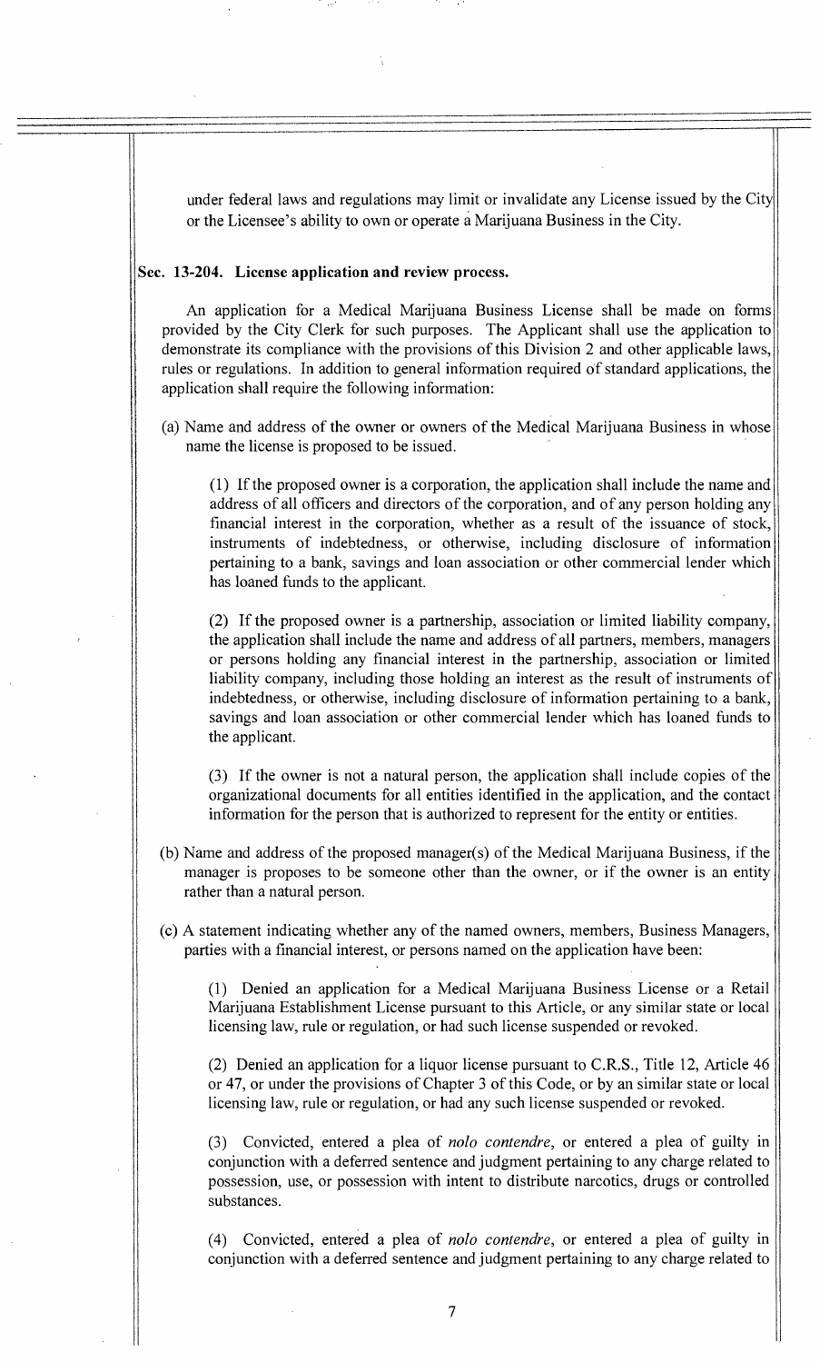under federal laws and regulations may limit or invalidate any License issued by the City or the Licensee's ability to own or operate a Marijuana Business in the City.

**Sec. 13-204. License application and review process.**

An application for a Medical Marijuana Business License shall be made on forms provided by the City Clerk for such purposes. The Applicant shall use the application to demonstrate its compliance with the provisions of this Division 2 and other applicable laws, rules or regulations. In addition to general information required of standard applications, the application shall require the following information:

(a) Name and address of the owner or owners of the Medical Marijuana Business in whose name the license is proposed to be issued.

(1) If the proposed owner is a corporation, the application shall include the name and address of all officers and directors of the corporation, and of any person holding any financial interest in the corporation, whether as a result of the issuance of stock, instruments of indebtedness, or otherwise, including disclosure of information pertaining to a bank, savings and loan association or other commercial lender which has loaned funds to the applicant.

(2) If the proposed owner is a partnership, association or limited liability company, the application shall include the name and address of all partners, members, managers or persons holding any financial interest in the partnership, association or limited liability company, including those holding an interest as the result of instruments of indebtedness, or otherwise, including disclosure of information pertaining to a bank, savings and loan association or other commercial lender which has loaned funds to the applicant.

(3) If the owner is not a natural person, the application shall include copies of the organizational documents for all entities identified in the application, and the contact information for the person that is authorized to represent for the entity or entities.

(b) Name and address of the proposed manager(s) of the Medical Marijuana Business, if the manager is proposes to be someone other than the owner, or if the owner is an entity rather than a natural person.

(c) A statement indicating whether any of the named owners, members, Business Managers, parties with a financial interest, or persons named on the application have been:

(1) Denied an application for a Medical Marijuana Business License or a Retail Marijuana Establishment License pursuant to this Article, or any similar state or local licensing law, rule or regulation, or had such license suspended or revoked.

(2) Denied an application for a liquor license pursuant to C.R.S., Title 12, Article 46 or 47, or under the provisions of Chapter 3 of this Code, or by an similar state or local licensing law, rule or regulation, or had any such license suspended or revoked.

(3) Convicted, entered a plea of *nolo contendre*, or entered a plea of guilty in conjunction with a deferred sentence and judgment pertaining to any charge related to possession, use, or possession with intent to distribute narcotics, drugs or controlled substances.

(4) Convicted, entered a plea of *nolo contendre*, or entered a plea of guilty in conjunction with a deferred sentence and judgment pertaining to any charge related to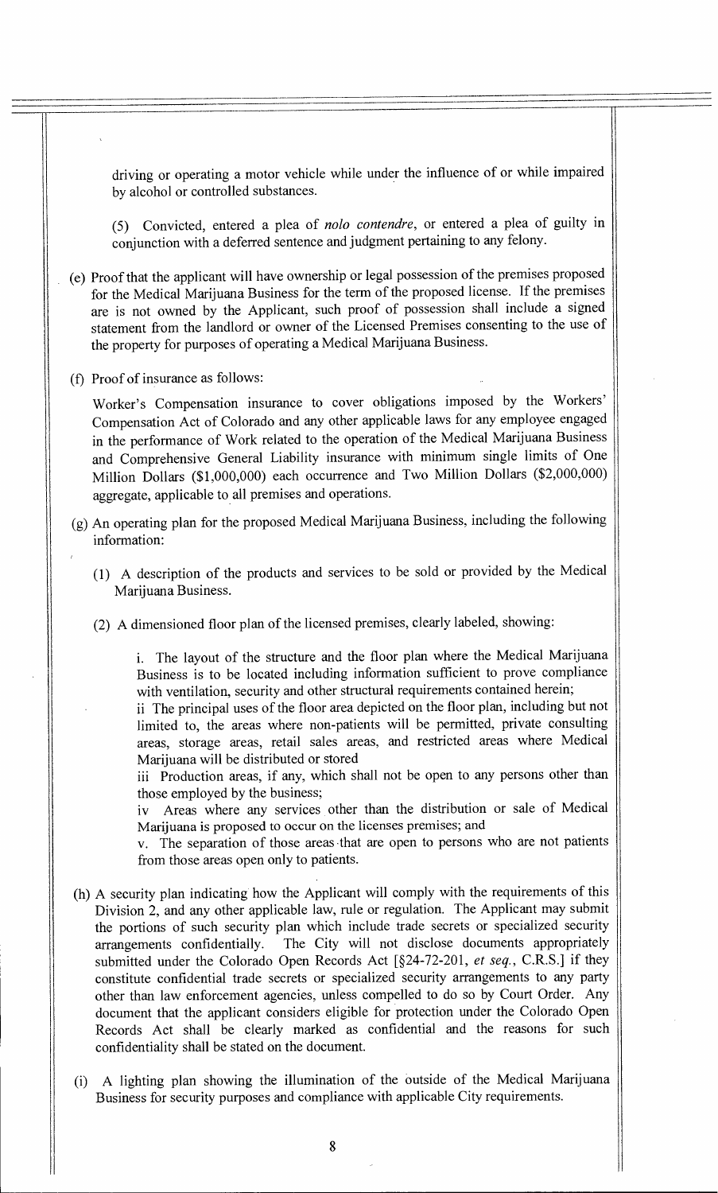driving or operating a motor vehicle while under the influence of or while impaired by alcohol or controlled substances.

(5) Convicted, entered a plea of *nolo contendre*, or entered a plea of guilty in conjunction with a deferred sentence and judgment pertaining to any felony.

(e) Proof that the applicant will have ownership or legal possession of the premises proposed for the Medical Marijuana Business for the term of the proposed license. If the premises are is not owned by the Applicant, such proof of possession shall include a signed statement from the landlord or owner of the Licensed Premises consenting to the use of the property for purposes of operating a Medical Marijuana Business.

(f) Proof of insurance as follows:

Worker's Compensation insurance to cover obligations imposed by the Workers' Compensation Act of Colorado and any other applicable laws for any employee engaged in the performance of Work related to the operation of the Medical Marijuana Business and Comprehensive General Liability insurance with minimum single limits of One Million Dollars ($1,000,000) each occurrence and Two Million Dollars ($2,000,000) aggregate, applicable to all premises and operations.

(g) An operating plan for the proposed Medical Marijuana Business, including the following information:

(1) A description of the products and services to be sold or provided by the Medical Marijuana Business.

(2) A dimensioned floor plan of the licensed premises, clearly labeled, showing:

i. The layout of the structure and the floor plan where the Medical Marijuana Business is to be located including information sufficient to prove compliance with ventilation, security and other structural requirements contained herein;

ii The principal uses of the floor area depicted on the floor plan, including but not limited to, the areas where non-patients will be permitted, private consulting areas, storage areas, retail sales areas, and restricted areas where Medical Marijuana will be distributed or stored

iii Production areas, if any, which shall not be open to any persons other than those employed by the business;

iv Areas where any services other than the distribution or sale of Medical Marijuana is proposed to occur on the licenses premises; and

v. The separation of those areas that are open to persons who are not patients from those areas open only to patients.

(h) A security plan indicating how the Applicant will comply with the requirements of this Division 2, and any other applicable law, rule or regulation. The Applicant may submit the portions of such security plan which include trade secrets or specialized security arrangements confidentially. The City will not disclose documents appropriately submitted under the Colorado Open Records Act [§24-72-201, *et seq.*, C.R.S.] if they constitute confidential trade secrets or specialized security arrangements to any party other than law enforcement agencies, unless compelled to do so by Court Order. Any document that the applicant considers eligible for protection under the Colorado Open Records Act shall be clearly marked as confidential and the reasons for such confidentiality shall be stated on the document.

(i) A lighting plan showing the illumination of the outside of the Medical Marijuana Business for security purposes and compliance with applicable City requirements.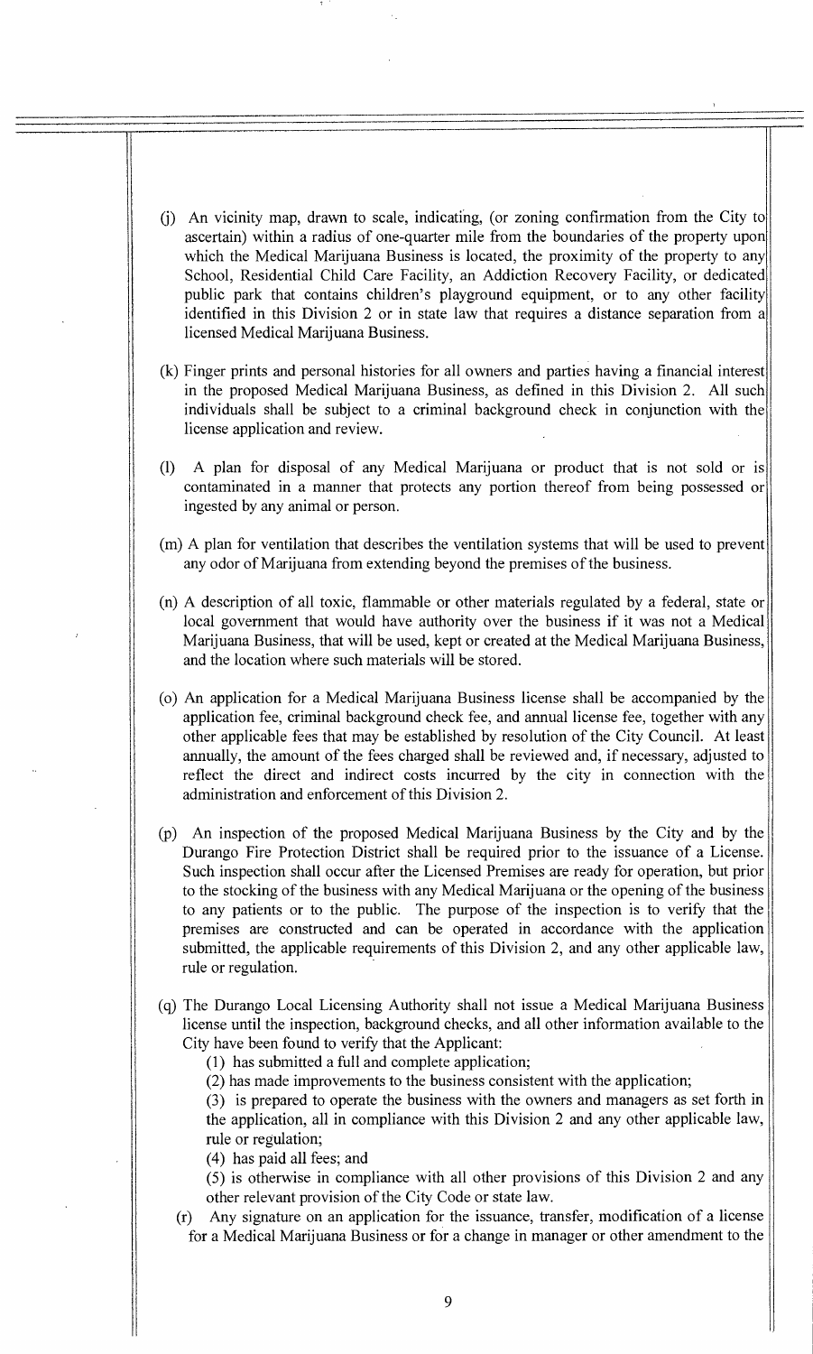(j) An vicinity map, drawn to scale, indicating, (or zoning confirmation from the City to ascertain) within a radius of one-quarter mile from the boundaries of the property upon which the Medical Marijuana Business is located, the proximity of the property to any School, Residential Child Care Facility, an Addiction Recovery Facility, or dedicated public park that contains children's playground equipment, or to any other facility identified in this Division 2 or in state law that requires a distance separation from a licensed Medical Marijuana Business.

(k) Finger prints and personal histories for all owners and parties having a financial interest in the proposed Medical Marijuana Business, as defined in this Division 2. All such individuals shall be subject to a criminal background check in conjunction with the license application and review.

(l) A plan for disposal of any Medical Marijuana or product that is not sold or is contaminated in a manner that protects any portion thereof from being possessed or ingested by any animal or person.

(m) A plan for ventilation that describes the ventilation systems that will be used to prevent any odor of Marijuana from extending beyond the premises of the business.

(n) A description of all toxic, flammable or other materials regulated by a federal, state or local government that would have authority over the business if it was not a Medical Marijuana Business, that will be used, kept or created at the Medical Marijuana Business, and the location where such materials will be stored.

(o) An application for a Medical Marijuana Business license shall be accompanied by the application fee, criminal background check fee, and annual license fee, together with any other applicable fees that may be established by resolution of the City Council. At least annually, the amount of the fees charged shall be reviewed and, if necessary, adjusted to reflect the direct and indirect costs incurred by the city in connection with the administration and enforcement of this Division 2.

(p) An inspection of the proposed Medical Marijuana Business by the City and by the Durango Fire Protection District shall be required prior to the issuance of a License. Such inspection shall occur after the Licensed Premises are ready for operation, but prior to the stocking of the business with any Medical Marijuana or the opening of the business to any patients or to the public. The purpose of the inspection is to verify that the premises are constructed and can be operated in accordance with the application submitted, the applicable requirements of this Division 2, and any other applicable law, rule or regulation.

(q) The Durango Local Licensing Authority shall not issue a Medical Marijuana Business license until the inspection, background checks, and all other information available to the City have been found to verify that the Applicant:

(1) has submitted a full and complete application;

(2) has made improvements to the business consistent with the application;

(3) is prepared to operate the business with the owners and managers as set forth in the application, all in compliance with this Division 2 and any other applicable law, rule or regulation;

(4) has paid all fees; and

(5) is otherwise in compliance with all other provisions of this Division 2 and any other relevant provision of the City Code or state law.

(r) Any signature on an application for the issuance, transfer, modification of a license for a Medical Marijuana Business or for a change in manager or other amendment to the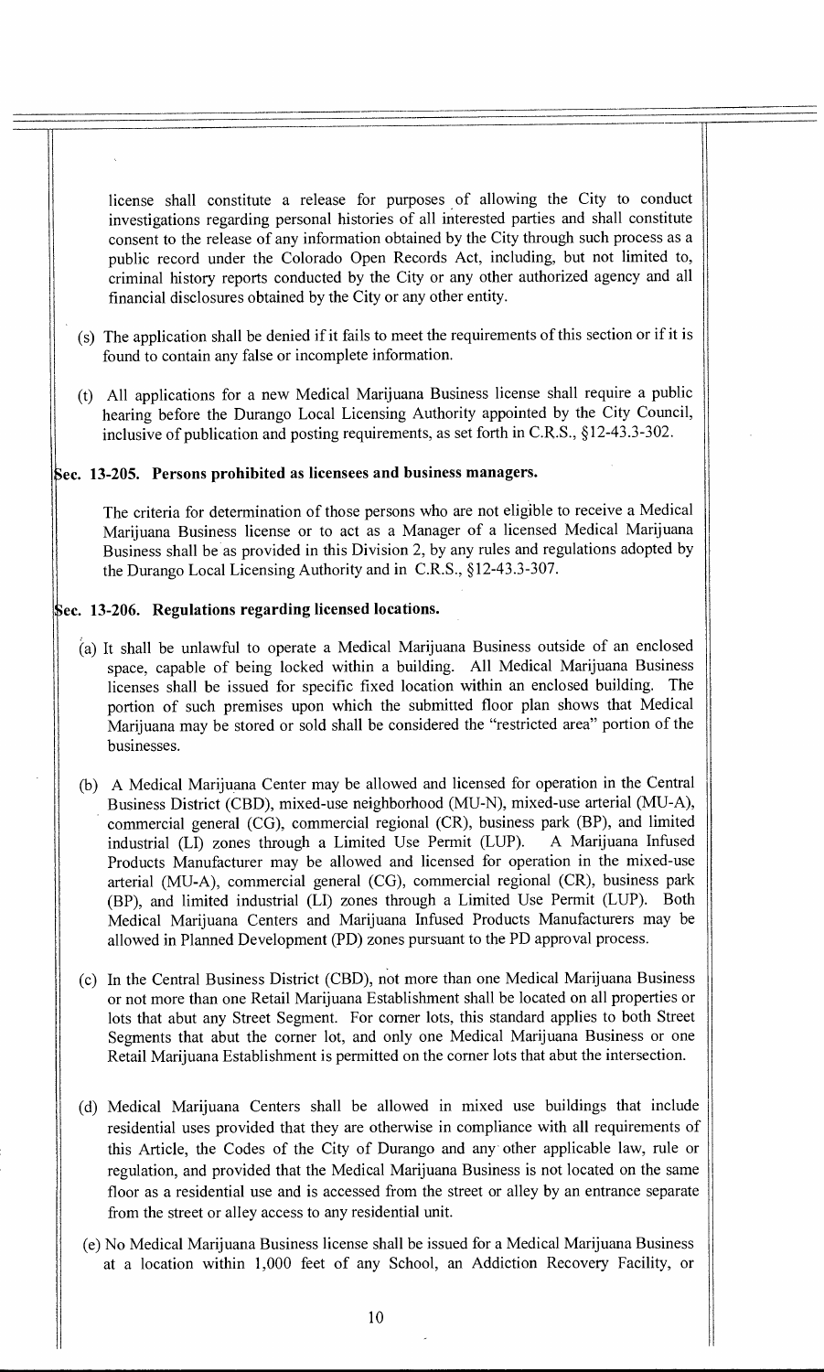license shall constitute a release for purposes of allowing the City to conduct investigations regarding personal histories of all interested parties and shall constitute consent to the release of any information obtained by the City through such process as a public record under the Colorado Open Records Act, including, but not limited to, criminal history reports conducted by the City or any other authorized agency and all financial disclosures obtained by the City or any other entity.

(s) The application shall be denied if it fails to meet the requirements of this section or if it is found to contain any false or incomplete information.

(t) All applications for a new Medical Marijuana Business license shall require a public hearing before the Durango Local Licensing Authority appointed by the City Council, inclusive of publication and posting requirements, as set forth in C.R.S., §12-43.3-302.

### Sec. 13-205. Persons prohibited as licensees and business managers.

The criteria for determination of those persons who are not eligible to receive a Medical Marijuana Business license or to act as a Manager of a licensed Medical Marijuana Business shall be as provided in this Division 2, by any rules and regulations adopted by the Durango Local Licensing Authority and in C.R.S., §12-43.3-307.

### Sec. 13-206. Regulations regarding licensed locations.

(a) It shall be unlawful to operate a Medical Marijuana Business outside of an enclosed space, capable of being locked within a building. All Medical Marijuana Business licenses shall be issued for specific fixed location within an enclosed building. The portion of such premises upon which the submitted floor plan shows that Medical Marijuana may be stored or sold shall be considered the "restricted area" portion of the businesses.

(b) A Medical Marijuana Center may be allowed and licensed for operation in the Central Business District (CBD), mixed-use neighborhood (MU-N), mixed-use arterial (MU-A), commercial general (CG), commercial regional (CR), business park (BP), and limited industrial (LI) zones through a Limited Use Permit (LUP). A Marijuana Infused Products Manufacturer may be allowed and licensed for operation in the mixed-use arterial (MU-A), commercial general (CG), commercial regional (CR), business park (BP), and limited industrial (LI) zones through a Limited Use Permit (LUP). Both Medical Marijuana Centers and Marijuana Infused Products Manufacturers may be allowed in Planned Development (PD) zones pursuant to the PD approval process.

(c) In the Central Business District (CBD), not more than one Medical Marijuana Business or not more than one Retail Marijuana Establishment shall be located on all properties or lots that abut any Street Segment. For corner lots, this standard applies to both Street Segments that abut the corner lot, and only one Medical Marijuana Business or one Retail Marijuana Establishment is permitted on the corner lots that abut the intersection.

(d) Medical Marijuana Centers shall be allowed in mixed use buildings that include residential uses provided that they are otherwise in compliance with all requirements of this Article, the Codes of the City of Durango and any other applicable law, rule or regulation, and provided that the Medical Marijuana Business is not located on the same floor as a residential use and is accessed from the street or alley by an entrance separate from the street or alley access to any residential unit.

(e) No Medical Marijuana Business license shall be issued for a Medical Marijuana Business at a location within 1,000 feet of any School, an Addiction Recovery Facility, or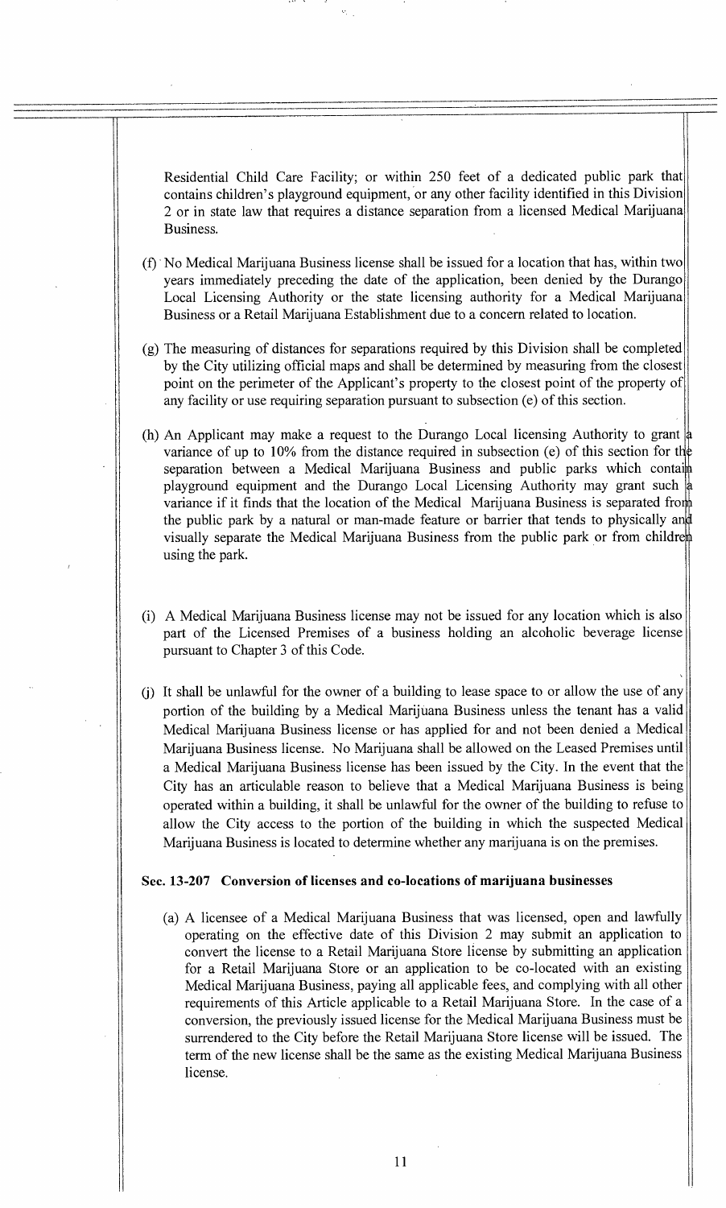Residential Child Care Facility; or within 250 feet of a dedicated public park that contains children's playground equipment, or any other facility identified in this Division 2 or in state law that requires a distance separation from a licensed Medical Marijuana Business.

(f) No Medical Marijuana Business license shall be issued for a location that has, within two years immediately preceding the date of the application, been denied by the Durango Local Licensing Authority or the state licensing authority for a Medical Marijuana Business or a Retail Marijuana Establishment due to a concern related to location.

(g) The measuring of distances for separations required by this Division shall be completed by the City utilizing official maps and shall be determined by measuring from the closest point on the perimeter of the Applicant's property to the closest point of the property of any facility or use requiring separation pursuant to subsection (e) of this section.

(h) An Applicant may make a request to the Durango Local licensing Authority to grant a variance of up to 10% from the distance required in subsection (e) of this section for the separation between a Medical Marijuana Business and public parks which contain playground equipment and the Durango Local Licensing Authority may grant such a variance if it finds that the location of the Medical Marijuana Business is separated from the public park by a natural or man-made feature or barrier that tends to physically and visually separate the Medical Marijuana Business from the public park or from children using the park.

(i) A Medical Marijuana Business license may not be issued for any location which is also part of the Licensed Premises of a business holding an alcoholic beverage license pursuant to Chapter 3 of this Code.

(j) It shall be unlawful for the owner of a building to lease space to or allow the use of any portion of the building by a Medical Marijuana Business unless the tenant has a valid Medical Marijuana Business license or has applied for and not been denied a Medical Marijuana Business license. No Marijuana shall be allowed on the Leased Premises until a Medical Marijuana Business license has been issued by the City. In the event that the City has an articulable reason to believe that a Medical Marijuana Business is being operated within a building, it shall be unlawful for the owner of the building to refuse to allow the City access to the portion of the building in which the suspected Medical Marijuana Business is located to determine whether any marijuana is on the premises.

**Sec. 13-207 Conversion of licenses and co-locations of marijuana businesses**

(a) A licensee of a Medical Marijuana Business that was licensed, open and lawfully operating on the effective date of this Division 2 may submit an application to convert the license to a Retail Marijuana Store license by submitting an application for a Retail Marijuana Store or an application to be co-located with an existing Medical Marijuana Business, paying all applicable fees, and complying with all other requirements of this Article applicable to a Retail Marijuana Store. In the case of a conversion, the previously issued license for the Medical Marijuana Business must be surrendered to the City before the Retail Marijuana Store license will be issued. The term of the new license shall be the same as the existing Medical Marijuana Business license.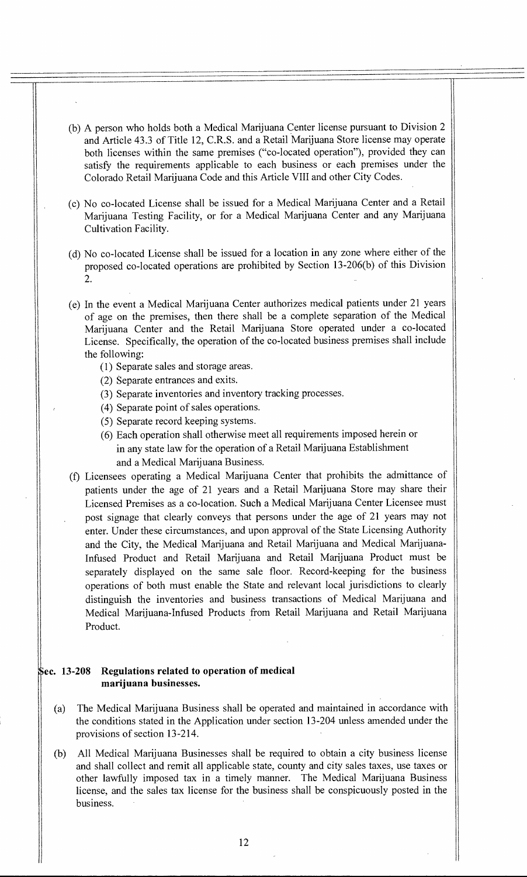(b) A person who holds both a Medical Marijuana Center license pursuant to Division 2 and Article 43.3 of Title 12, C.R.S. and a Retail Marijuana Store license may operate both licenses within the same premises ("co-located operation"), provided they can satisfy the requirements applicable to each business or each premises under the Colorado Retail Marijuana Code and this Article VIII and other City Codes.

(c) No co-located License shall be issued for a Medical Marijuana Center and a Retail Marijuana Testing Facility, or for a Medical Marijuana Center and any Marijuana Cultivation Facility.

(d) No co-located License shall be issued for a location in any zone where either of the proposed co-located operations are prohibited by Section 13-206(b) of this Division 2.

(e) In the event a Medical Marijuana Center authorizes medical patients under 21 years of age on the premises, then there shall be a complete separation of the Medical Marijuana Center and the Retail Marijuana Store operated under a co-located License. Specifically, the operation of the co-located business premises shall include the following:

(1) Separate sales and storage areas.
(2) Separate entrances and exits.
(3) Separate inventories and inventory tracking processes.
(4) Separate point of sales operations.
(5) Separate record keeping systems.
(6) Each operation shall otherwise meet all requirements imposed herein or in any state law for the operation of a Retail Marijuana Establishment and a Medical Marijuana Business.

(f) Licensees operating a Medical Marijuana Center that prohibits the admittance of patients under the age of 21 years and a Retail Marijuana Store may share their Licensed Premises as a co-location. Such a Medical Marijuana Center Licensee must post signage that clearly conveys that persons under the age of 21 years may not enter. Under these circumstances, and upon approval of the State Licensing Authority and the City, the Medical Marijuana and Retail Marijuana and Medical Marijuana-Infused Product and Retail Marijuana and Retail Marijuana Product must be separately displayed on the same sale floor. Record-keeping for the business operations of both must enable the State and relevant local jurisdictions to clearly distinguish the inventories and business transactions of Medical Marijuana and Medical Marijuana-Infused Products from Retail Marijuana and Retail Marijuana Product.

## Sec. 13-208 Regulations related to operation of medical marijuana businesses.

(a) The Medical Marijuana Business shall be operated and maintained in accordance with the conditions stated in the Application under section 13-204 unless amended under the provisions of section 13-214.

(b) All Medical Marijuana Businesses shall be required to obtain a city business license and shall collect and remit all applicable state, county and city sales taxes, use taxes or other lawfully imposed tax in a timely manner. The Medical Marijuana Business license, and the sales tax license for the business shall be conspicuously posted in the business.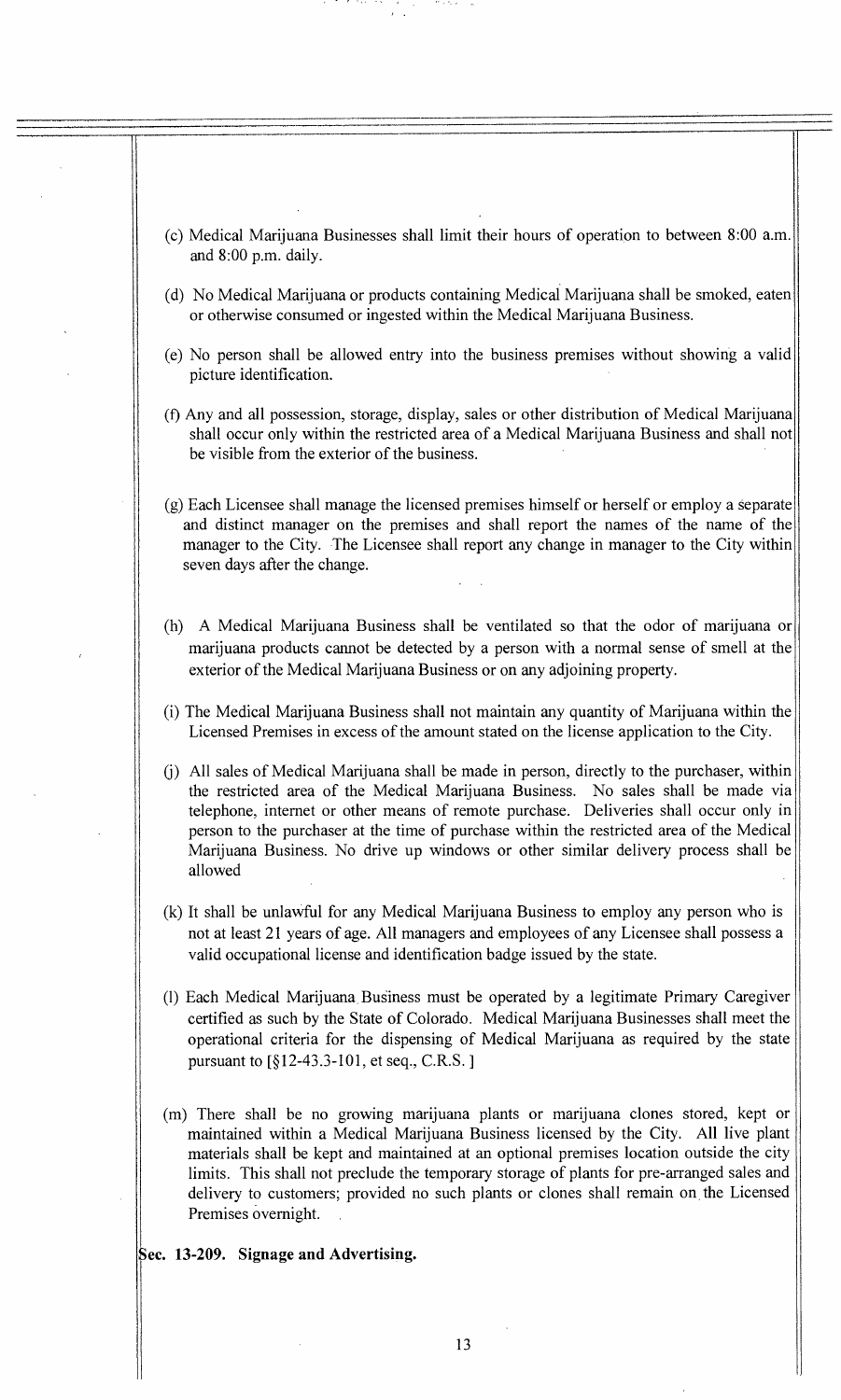(c) Medical Marijuana Businesses shall limit their hours of operation to between 8:00 a.m. and 8:00 p.m. daily.

(d) No Medical Marijuana or products containing Medical Marijuana shall be smoked, eaten or otherwise consumed or ingested within the Medical Marijuana Business.

(e) No person shall be allowed entry into the business premises without showing a valid picture identification.

(f) Any and all possession, storage, display, sales or other distribution of Medical Marijuana shall occur only within the restricted area of a Medical Marijuana Business and shall not be visible from the exterior of the business.

(g) Each Licensee shall manage the licensed premises himself or herself or employ a separate and distinct manager on the premises and shall report the names of the name of the manager to the City. The Licensee shall report any change in manager to the City within seven days after the change.

(h) A Medical Marijuana Business shall be ventilated so that the odor of marijuana or marijuana products cannot be detected by a person with a normal sense of smell at the exterior of the Medical Marijuana Business or on any adjoining property.

(i) The Medical Marijuana Business shall not maintain any quantity of Marijuana within the Licensed Premises in excess of the amount stated on the license application to the City.

(j) All sales of Medical Marijuana shall be made in person, directly to the purchaser, within the restricted area of the Medical Marijuana Business. No sales shall be made via telephone, internet or other means of remote purchase. Deliveries shall occur only in person to the purchaser at the time of purchase within the restricted area of the Medical Marijuana Business. No drive up windows or other similar delivery process shall be allowed

(k) It shall be unlawful for any Medical Marijuana Business to employ any person who is not at least 21 years of age. All managers and employees of any Licensee shall possess a valid occupational license and identification badge issued by the state.

(l) Each Medical Marijuana Business must be operated by a legitimate Primary Caregiver certified as such by the State of Colorado. Medical Marijuana Businesses shall meet the operational criteria for the dispensing of Medical Marijuana as required by the state pursuant to [§12-43.3-101, et seq., C.R.S. ]

(m) There shall be no growing marijuana plants or marijuana clones stored, kept or maintained within a Medical Marijuana Business licensed by the City. All live plant materials shall be kept and maintained at an optional premises location outside the city limits. This shall not preclude the temporary storage of plants for pre-arranged sales and delivery to customers; provided no such plants or clones shall remain on the Licensed Premises overnight.

**Sec. 13-209. Signage and Advertising.**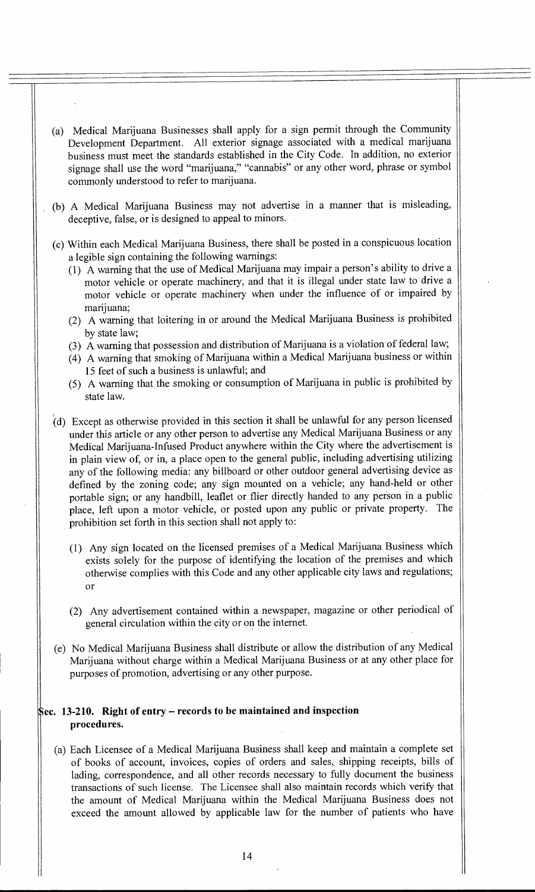(a) Medical Marijuana Businesses shall apply for a sign permit through the Community Development Department. All exterior signage associated with a medical marijuana business must meet the standards established in the City Code. In addition, no exterior signage shall use the word "marijuana," "cannabis" or any other word, phrase or symbol commonly understood to refer to marijuana.

(b) A Medical Marijuana Business may not advertise in a manner that is misleading, deceptive, false, or is designed to appeal to minors.

(c) Within each Medical Marijuana Business, there shall be posted in a conspicuous location a legible sign containing the following warnings:

(1) A warning that the use of Medical Marijuana may impair a person's ability to drive a motor vehicle or operate machinery, and that it is illegal under state law to drive a motor vehicle or operate machinery when under the influence of or impaired by marijuana;

(2) A warning that loitering in or around the Medical Marijuana Business is prohibited by state law;

(3) A warning that possession and distribution of Marijuana is a violation of federal law;

(4) A warning that smoking of Marijuana within a Medical Marijuana business or within 15 feet of such a business is unlawful; and

(5) A warning that the smoking or consumption of Marijuana in public is prohibited by state law.

(d) Except as otherwise provided in this section it shall be unlawful for any person licensed under this article or any other person to advertise any Medical Marijuana Business or any Medical Marijuana-Infused Product anywhere within the City where the advertisement is in plain view of, or in, a place open to the general public, including advertising utilizing any of the following media: any billboard or other outdoor general advertising device as defined by the zoning code; any sign mounted on a vehicle; any hand-held or other portable sign; or any handbill, leaflet or flier directly handed to any person in a public place, left upon a motor vehicle, or posted upon any public or private property. The prohibition set forth in this section shall not apply to:

(1) Any sign located on the licensed premises of a Medical Marijuana Business which exists solely for the purpose of identifying the location of the premises and which otherwise complies with this Code and any other applicable city laws and regulations; or

(2) Any advertisement contained within a newspaper, magazine or other periodical of general circulation within the city or on the internet.

(e) No Medical Marijuana Business shall distribute or allow the distribution of any Medical Marijuana without charge within a Medical Marijuana Business or at any other place for purposes of promotion, advertising or any other purpose.

### Sec. 13-210. Right of entry – records to be maintained and inspection procedures.

(a) Each Licensee of a Medical Marijuana Business shall keep and maintain a complete set of books of account, invoices, copies of orders and sales, shipping receipts, bills of lading, correspondence, and all other records necessary to fully document the business transactions of such license. The Licensee shall also maintain records which verify that the amount of Medical Marijuana within the Medical Marijuana Business does not exceed the amount allowed by applicable law for the number of patients who have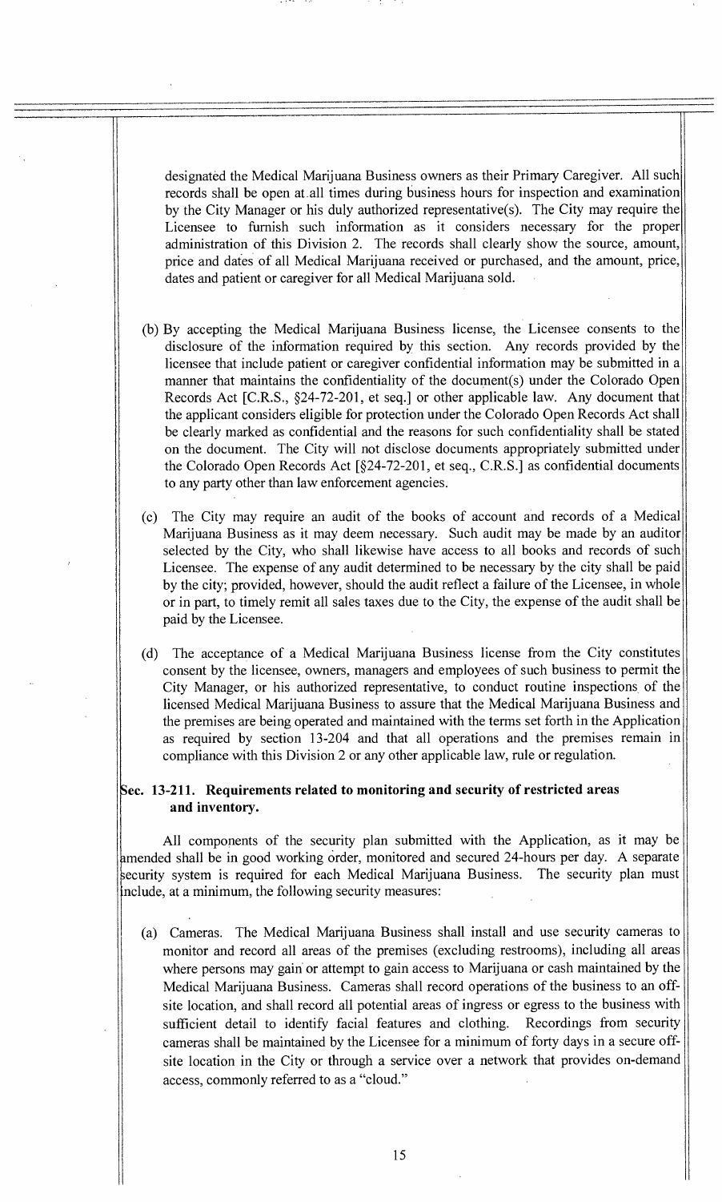designated the Medical Marijuana Business owners as their Primary Caregiver. All such records shall be open at all times during business hours for inspection and examination by the City Manager or his duly authorized representative(s). The City may require the Licensee to furnish such information as it considers necessary for the proper administration of this Division 2. The records shall clearly show the source, amount, price and dates of all Medical Marijuana received or purchased, and the amount, price, dates and patient or caregiver for all Medical Marijuana sold.

(b) By accepting the Medical Marijuana Business license, the Licensee consents to the disclosure of the information required by this section. Any records provided by the licensee that include patient or caregiver confidential information may be submitted in a manner that maintains the confidentiality of the document(s) under the Colorado Open Records Act [C.R.S., §24-72-201, et seq.] or other applicable law. Any document that the applicant considers eligible for protection under the Colorado Open Records Act shall be clearly marked as confidential and the reasons for such confidentiality shall be stated on the document. The City will not disclose documents appropriately submitted under the Colorado Open Records Act [§24-72-201, et seq., C.R.S.] as confidential documents to any party other than law enforcement agencies.

(c) The City may require an audit of the books of account and records of a Medical Marijuana Business as it may deem necessary. Such audit may be made by an auditor selected by the City, who shall likewise have access to all books and records of such Licensee. The expense of any audit determined to be necessary by the city shall be paid by the city; provided, however, should the audit reflect a failure of the Licensee, in whole or in part, to timely remit all sales taxes due to the City, the expense of the audit shall be paid by the Licensee.

(d) The acceptance of a Medical Marijuana Business license from the City constitutes consent by the licensee, owners, managers and employees of such business to permit the City Manager, or his authorized representative, to conduct routine inspections of the licensed Medical Marijuana Business to assure that the Medical Marijuana Business and the premises are being operated and maintained with the terms set forth in the Application as required by section 13-204 and that all operations and the premises remain in compliance with this Division 2 or any other applicable law, rule or regulation.

**Sec. 13-211. Requirements related to monitoring and security of restricted areas and inventory.**

All components of the security plan submitted with the Application, as it may be amended shall be in good working order, monitored and secured 24-hours per day. A separate security system is required for each Medical Marijuana Business. The security plan must include, at a minimum, the following security measures:

(a) Cameras. The Medical Marijuana Business shall install and use security cameras to monitor and record all areas of the premises (excluding restrooms), including all areas where persons may gain or attempt to gain access to Marijuana or cash maintained by the Medical Marijuana Business. Cameras shall record operations of the business to an off-site location, and shall record all potential areas of ingress or egress to the business with sufficient detail to identify facial features and clothing. Recordings from security cameras shall be maintained by the Licensee for a minimum of forty days in a secure off-site location in the City or through a service over a network that provides on-demand access, commonly referred to as a "cloud."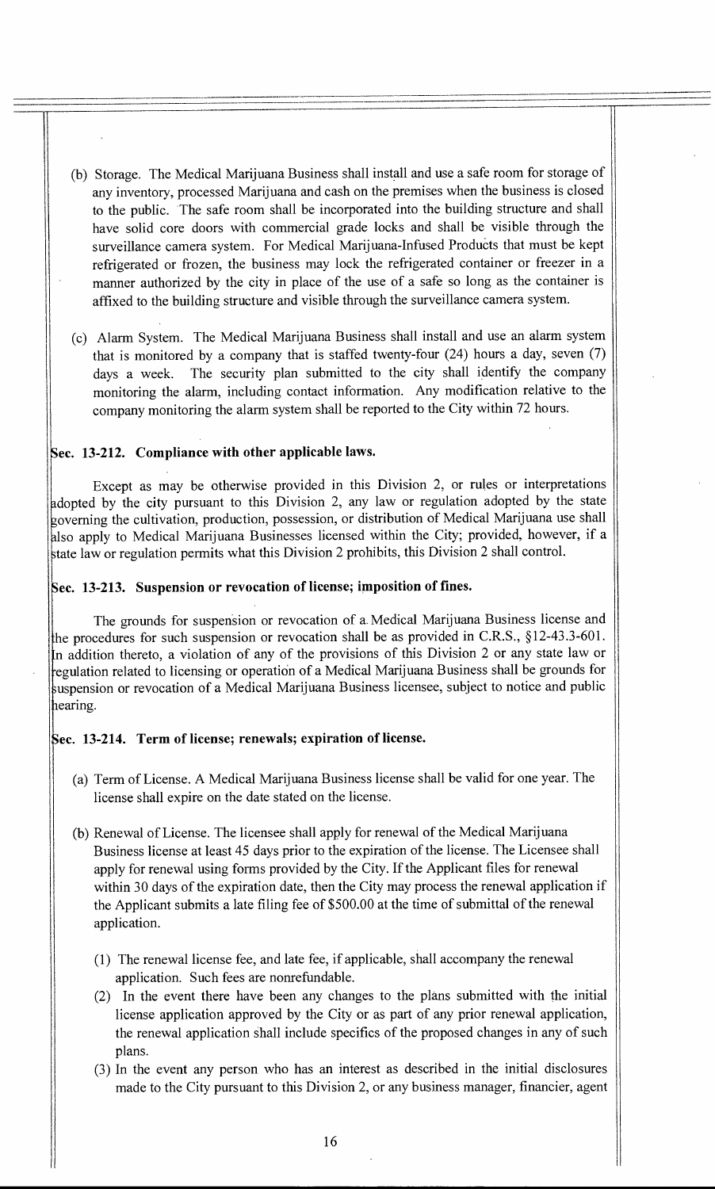(b) Storage. The Medical Marijuana Business shall install and use a safe room for storage of any inventory, processed Marijuana and cash on the premises when the business is closed to the public. The safe room shall be incorporated into the building structure and shall have solid core doors with commercial grade locks and shall be visible through the surveillance camera system. For Medical Marijuana-Infused Products that must be kept refrigerated or frozen, the business may lock the refrigerated container or freezer in a manner authorized by the city in place of the use of a safe so long as the container is affixed to the building structure and visible through the surveillance camera system.

(c) Alarm System. The Medical Marijuana Business shall install and use an alarm system that is monitored by a company that is staffed twenty-four (24) hours a day, seven (7) days a week. The security plan submitted to the city shall identify the company monitoring the alarm, including contact information. Any modification relative to the company monitoring the alarm system shall be reported to the City within 72 hours.

### Sec. 13-212. Compliance with other applicable laws.

Except as may be otherwise provided in this Division 2, or rules or interpretations adopted by the city pursuant to this Division 2, any law or regulation adopted by the state governing the cultivation, production, possession, or distribution of Medical Marijuana use shall also apply to Medical Marijuana Businesses licensed within the City; provided, however, if a state law or regulation permits what this Division 2 prohibits, this Division 2 shall control.

### Sec. 13-213. Suspension or revocation of license; imposition of fines.

The grounds for suspension or revocation of a Medical Marijuana Business license and the procedures for such suspension or revocation shall be as provided in C.R.S., §12-43.3-601. In addition thereto, a violation of any of the provisions of this Division 2 or any state law or regulation related to licensing or operation of a Medical Marijuana Business shall be grounds for suspension or revocation of a Medical Marijuana Business licensee, subject to notice and public hearing.

### Sec. 13-214. Term of license; renewals; expiration of license.

(a) Term of License. A Medical Marijuana Business license shall be valid for one year. The license shall expire on the date stated on the license.

(b) Renewal of License. The licensee shall apply for renewal of the Medical Marijuana Business license at least 45 days prior to the expiration of the license. The Licensee shall apply for renewal using forms provided by the City. If the Applicant files for renewal within 30 days of the expiration date, then the City may process the renewal application if the Applicant submits a late filing fee of $500.00 at the time of submittal of the renewal application.

(1) The renewal license fee, and late fee, if applicable, shall accompany the renewal application. Such fees are nonrefundable.

(2) In the event there have been any changes to the plans submitted with the initial license application approved by the City or as part of any prior renewal application, the renewal application shall include specifics of the proposed changes in any of such plans.

(3) In the event any person who has an interest as described in the initial disclosures made to the City pursuant to this Division 2, or any business manager, financier, agent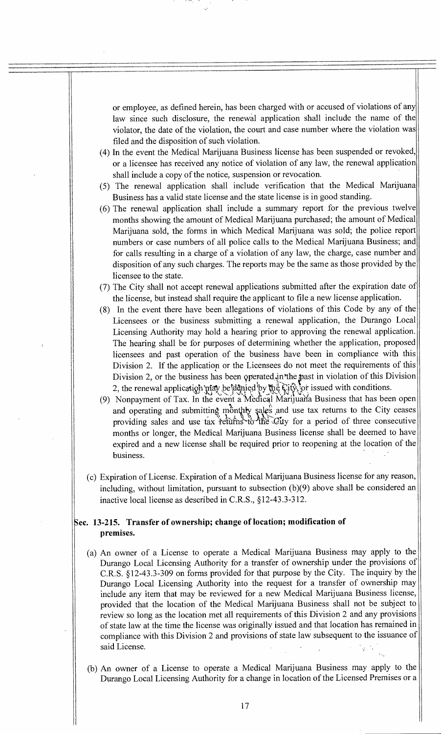or employee, as defined herein, has been charged with or accused of violations of any law since such disclosure, the renewal application shall include the name of the violator, the date of the violation, the court and case number where the violation was filed and the disposition of such violation.

(4) In the event the Medical Marijuana Business license has been suspended or revoked, or a licensee has received any notice of violation of any law, the renewal application shall include a copy of the notice, suspension or revocation.

(5) The renewal application shall include verification that the Medical Marijuana Business has a valid state license and the state license is in good standing.

(6) The renewal application shall include a summary report for the previous twelve months showing the amount of Medical Marijuana purchased; the amount of Medical Marijuana sold, the forms in which Medical Marijuana was sold; the police report numbers or case numbers of all police calls to the Medical Marijuana Business; and for calls resulting in a charge of a violation of any law, the charge, case number and disposition of any such charges. The reports may be the same as those provided by the licensee to the state.

(7) The City shall not accept renewal applications submitted after the expiration date of the license, but instead shall require the applicant to file a new license application.

(8) In the event there have been allegations of violations of this Code by any of the Licensees or the business submitting a renewal application, the Durango Local Licensing Authority may hold a hearing prior to approving the renewal application. The hearing shall be for purposes of determining whether the application, proposed licensees and past operation of the business have been in compliance with this Division 2. If the application or the Licensees do not meet the requirements of this Division 2, or the business has been operated in the past in violation of this Division 2, the renewal application may be denied by the City, or issued with conditions.

(9) Nonpayment of Tax. In the event a Medical Marijuana Business that has been open and operating and submitting monthly sales and use tax returns to the City ceases providing sales and use tax returns to the City for a period of three consecutive months or longer, the Medical Marijuana Business license shall be deemed to have expired and a new license shall be required prior to reopening at the location of the business.

(c) Expiration of License. Expiration of a Medical Marijuana Business license for any reason, including, without limitation, pursuant to subsection (b)(9) above shall be considered an inactive local license as described in C.R.S., §12-43.3-312.

### Sec. 13-215. Transfer of ownership; change of location; modification of premises.

(a) An owner of a License to operate a Medical Marijuana Business may apply to the Durango Local Licensing Authority for a transfer of ownership under the provisions of C.R.S. §12-43.3-309 on forms provided for that purpose by the City. The inquiry by the Durango Local Licensing Authority into the request for a transfer of ownership may include any item that may be reviewed for a new Medical Marijuana Business license, provided that the location of the Medical Marijuana Business shall not be subject to review so long as the location met all requirements of this Division 2 and any provisions of state law at the time the license was originally issued and that location has remained in compliance with this Division 2 and provisions of state law subsequent to the issuance of said License.

(b) An owner of a License to operate a Medical Marijuana Business may apply to the Durango Local Licensing Authority for a change in location of the Licensed Premises or a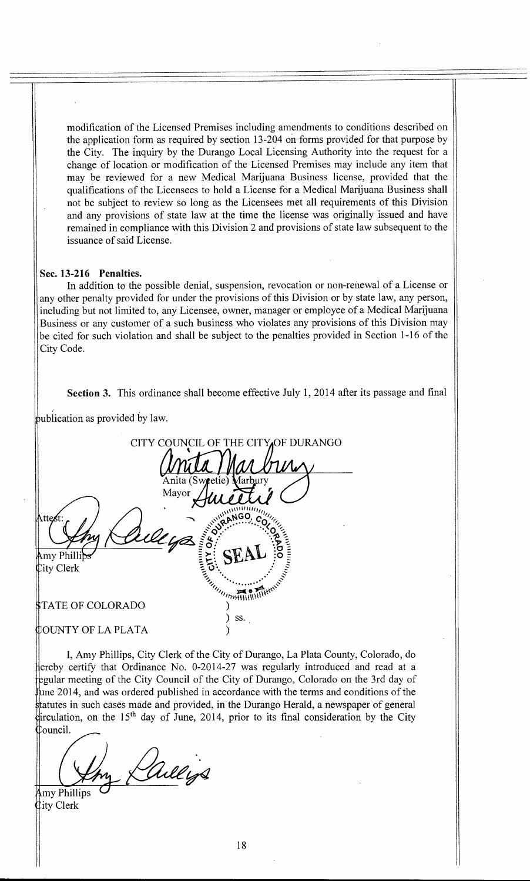modification of the Licensed Premises including amendments to conditions described on the application form as required by section 13-204 on forms provided for that purpose by the City. The inquiry by the Durango Local Licensing Authority into the request for a change of location or modification of the Licensed Premises may include any item that may be reviewed for a new Medical Marijuana Business license, provided that the qualifications of the Licensees to hold a License for a Medical Marijuana Business shall not be subject to review so long as the Licensees met all requirements of this Division and any provisions of state law at the time the license was originally issued and have remained in compliance with this Division 2 and provisions of state law subsequent to the issuance of said License.

**Sec. 13-216 Penalties.**

In addition to the possible denial, suspension, revocation or non-renewal of a License or any other penalty provided for under the provisions of this Division or by state law, any person, including but not limited to, any Licensee, owner, manager or employee of a Medical Marijuana Business or any customer of a such business who violates any provisions of this Division may be cited for such violation and shall be subject to the penalties provided in Section 1-16 of the City Code.

**Section 3.** This ordinance shall become effective July 1, 2014 after its passage and final publication as provided by law.

CITY COUNCIL OF THE CITY OF DURANGO

Anita (Sweetie) Marbury
Mayor

Attest:

Amy Phillips
City Clerk

SEAL — CITY OF DURANGO, COLORADO

STATE OF COLORADO )
) ss.
COUNTY OF LA PLATA )

I, Amy Phillips, City Clerk of the City of Durango, La Plata County, Colorado, do hereby certify that Ordinance No. O-2014-27 was regularly introduced and read at a regular meeting of the City Council of the City of Durango, Colorado on the 3rd day of June 2014, and was ordered published in accordance with the terms and conditions of the statutes in such cases made and provided, in the Durango Herald, a newspaper of general circulation, on the 15th day of June, 2014, prior to its final consideration by the City Council.

Amy Phillips
City Clerk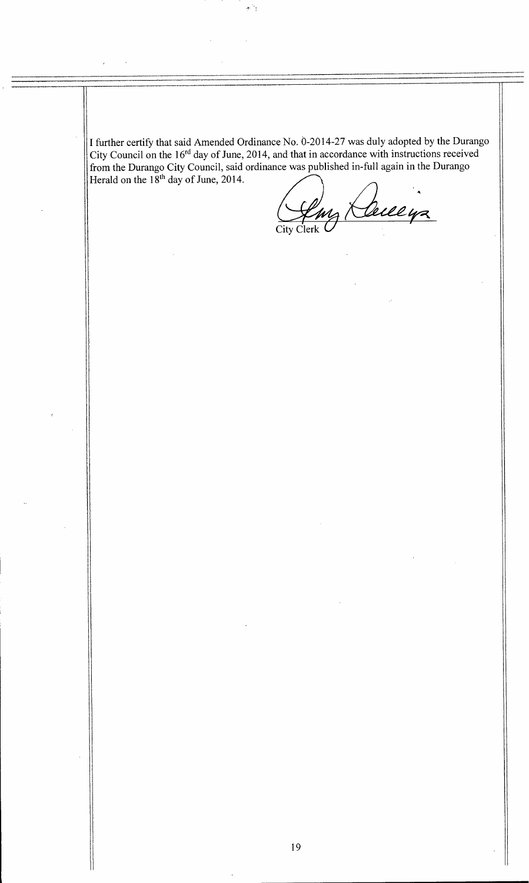I further certify that said Amended Ordinance No. 0-2014-27 was duly adopted by the Durango City Council on the 16rd day of June, 2014, and that in accordance with instructions received from the Durango City Council, said ordinance was published in-full again in the Durango Herald on the 18th day of June, 2014.

City Clerk